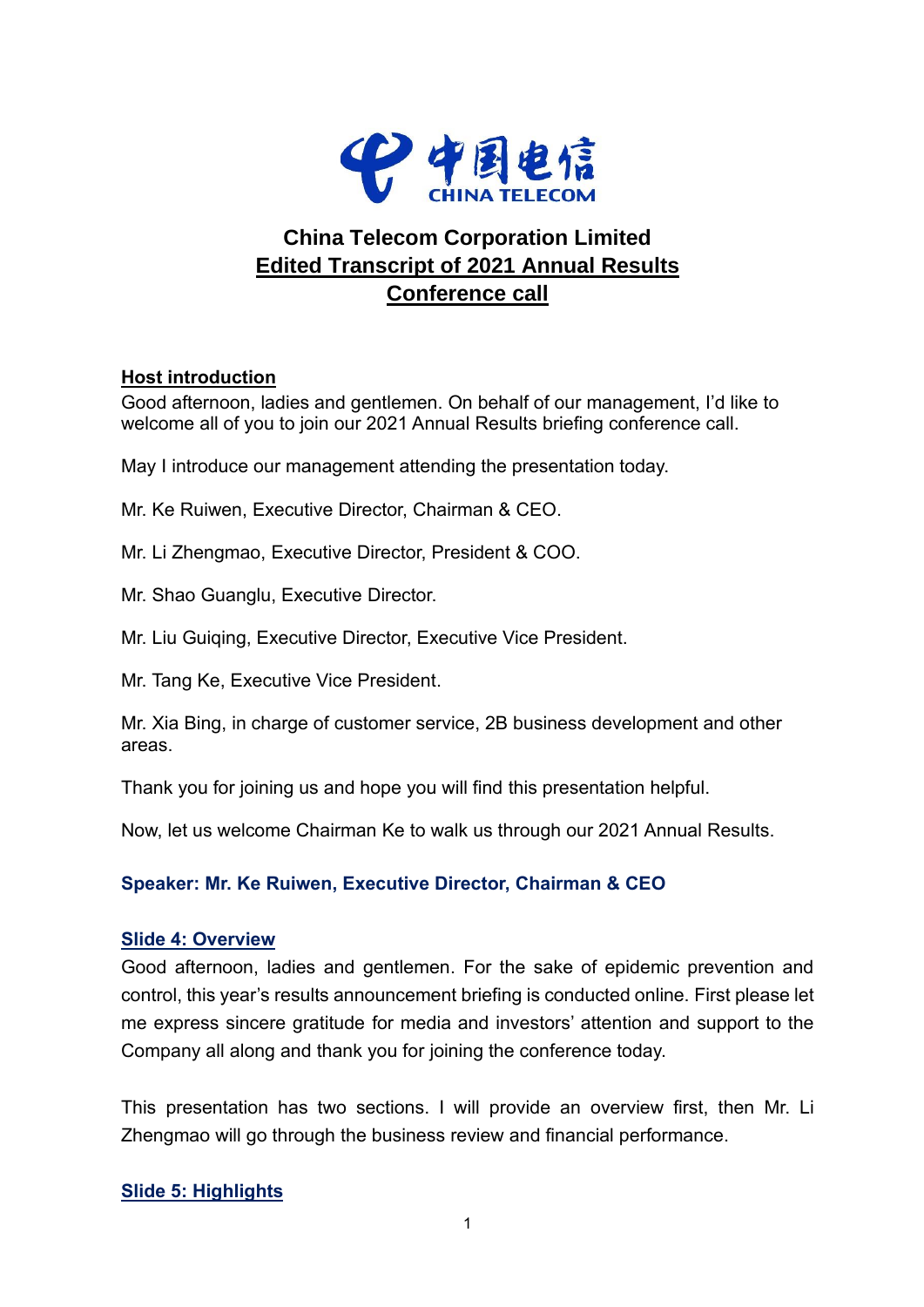# China Telecom Corporation Limited
## Edited Transcript of 2021 Annual Results Conference call

**Host introduction**

Good afternoon, ladies and gentlemen. On behalf of our management, I'd like to welcome all of you to join our 2021 Annual Results briefing conference call.

May I introduce our management attending the presentation today.

Mr. Ke Ruiwen, Executive Director, Chairman & CEO.

Mr. Li Zhengmao, Executive Director, President & COO.

Mr. Shao Guanglu, Executive Director.

Mr. Liu Guiqing, Executive Director, Executive Vice President.

Mr. Tang Ke, Executive Vice President.

Mr. Xia Bing, in charge of customer service, 2B business development and other areas.

Thank you for joining us and hope you will find this presentation helpful.

Now, let us welcome Chairman Ke to walk us through our 2021 Annual Results.

**Speaker: Mr. Ke Ruiwen, Executive Director, Chairman & CEO**

**Slide 4: Overview**

Good afternoon, ladies and gentlemen. For the sake of epidemic prevention and control, this year's results announcement briefing is conducted online. First please let me express sincere gratitude for media and investors' attention and support to the Company all along and thank you for joining the conference today.

This presentation has two sections. I will provide an overview first, then Mr. Li Zhengmao will go through the business review and financial performance.

**Slide 5: Highlights**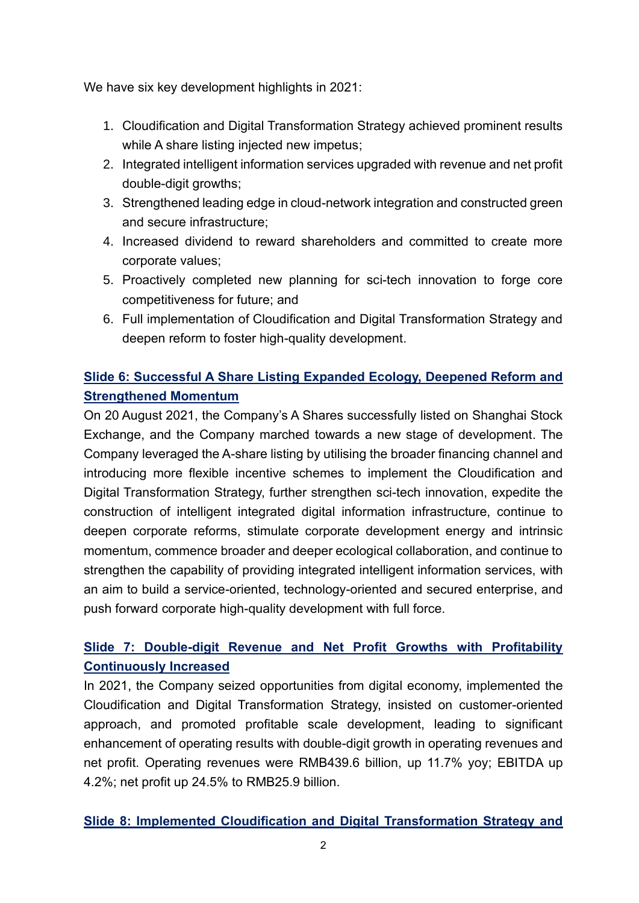We have six key development highlights in 2021:

1. Cloudification and Digital Transformation Strategy achieved prominent results while A share listing injected new impetus;
2. Integrated intelligent information services upgraded with revenue and net profit double-digit growths;
3. Strengthened leading edge in cloud-network integration and constructed green and secure infrastructure;
4. Increased dividend to reward shareholders and committed to create more corporate values;
5. Proactively completed new planning for sci-tech innovation to forge core competitiveness for future; and
6. Full implementation of Cloudification and Digital Transformation Strategy and deepen reform to foster high-quality development.

**Slide 6: Successful A Share Listing Expanded Ecology, Deepened Reform and Strengthened Momentum**

On 20 August 2021, the Company's A Shares successfully listed on Shanghai Stock Exchange, and the Company marched towards a new stage of development. The Company leveraged the A-share listing by utilising the broader financing channel and introducing more flexible incentive schemes to implement the Cloudification and Digital Transformation Strategy, further strengthen sci-tech innovation, expedite the construction of intelligent integrated digital information infrastructure, continue to deepen corporate reforms, stimulate corporate development energy and intrinsic momentum, commence broader and deeper ecological collaboration, and continue to strengthen the capability of providing integrated intelligent information services, with an aim to build a service-oriented, technology-oriented and secured enterprise, and push forward corporate high-quality development with full force.

**Slide 7: Double-digit Revenue and Net Profit Growths with Profitability Continuously Increased**

In 2021, the Company seized opportunities from digital economy, implemented the Cloudification and Digital Transformation Strategy, insisted on customer-oriented approach, and promoted profitable scale development, leading to significant enhancement of operating results with double-digit growth in operating revenues and net profit. Operating revenues were RMB439.6 billion, up 11.7% yoy; EBITDA up 4.2%; net profit up 24.5% to RMB25.9 billion.

**Slide 8: Implemented Cloudification and Digital Transformation Strategy and**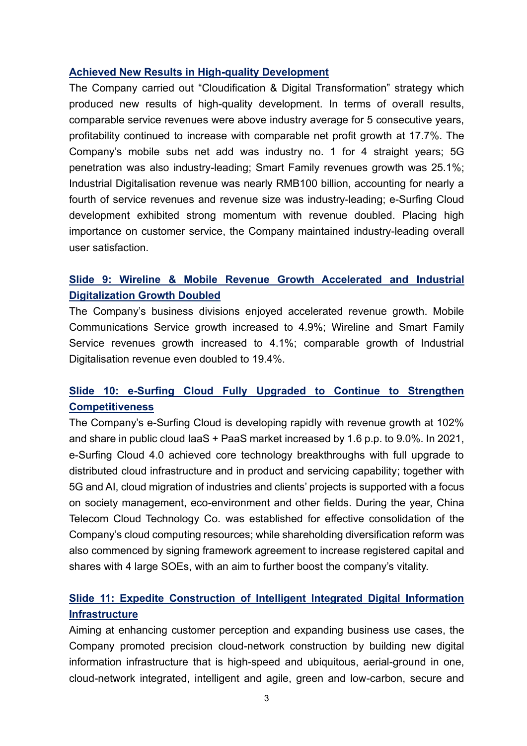**Achieved New Results in High-quality Development**

The Company carried out "Cloudification & Digital Transformation" strategy which produced new results of high-quality development. In terms of overall results, comparable service revenues were above industry average for 5 consecutive years, profitability continued to increase with comparable net profit growth at 17.7%. The Company's mobile subs net add was industry no. 1 for 4 straight years; 5G penetration was also industry-leading; Smart Family revenues growth was 25.1%; Industrial Digitalisation revenue was nearly RMB100 billion, accounting for nearly a fourth of service revenues and revenue size was industry-leading; e-Surfing Cloud development exhibited strong momentum with revenue doubled. Placing high importance on customer service, the Company maintained industry-leading overall user satisfaction.

**Slide 9: Wireline & Mobile Revenue Growth Accelerated and Industrial Digitalization Growth Doubled**

The Company's business divisions enjoyed accelerated revenue growth. Mobile Communications Service growth increased to 4.9%; Wireline and Smart Family Service revenues growth increased to 4.1%; comparable growth of Industrial Digitalisation revenue even doubled to 19.4%.

**Slide 10: e-Surfing Cloud Fully Upgraded to Continue to Strengthen Competitiveness**

The Company's e-Surfing Cloud is developing rapidly with revenue growth at 102% and share in public cloud IaaS + PaaS market increased by 1.6 p.p. to 9.0%. In 2021, e-Surfing Cloud 4.0 achieved core technology breakthroughs with full upgrade to distributed cloud infrastructure and in product and servicing capability; together with 5G and AI, cloud migration of industries and clients' projects is supported with a focus on society management, eco-environment and other fields. During the year, China Telecom Cloud Technology Co. was established for effective consolidation of the Company's cloud computing resources; while shareholding diversification reform was also commenced by signing framework agreement to increase registered capital and shares with 4 large SOEs, with an aim to further boost the company's vitality.

**Slide 11: Expedite Construction of Intelligent Integrated Digital Information Infrastructure**

Aiming at enhancing customer perception and expanding business use cases, the Company promoted precision cloud-network construction by building new digital information infrastructure that is high-speed and ubiquitous, aerial-ground in one, cloud-network integrated, intelligent and agile, green and low-carbon, secure and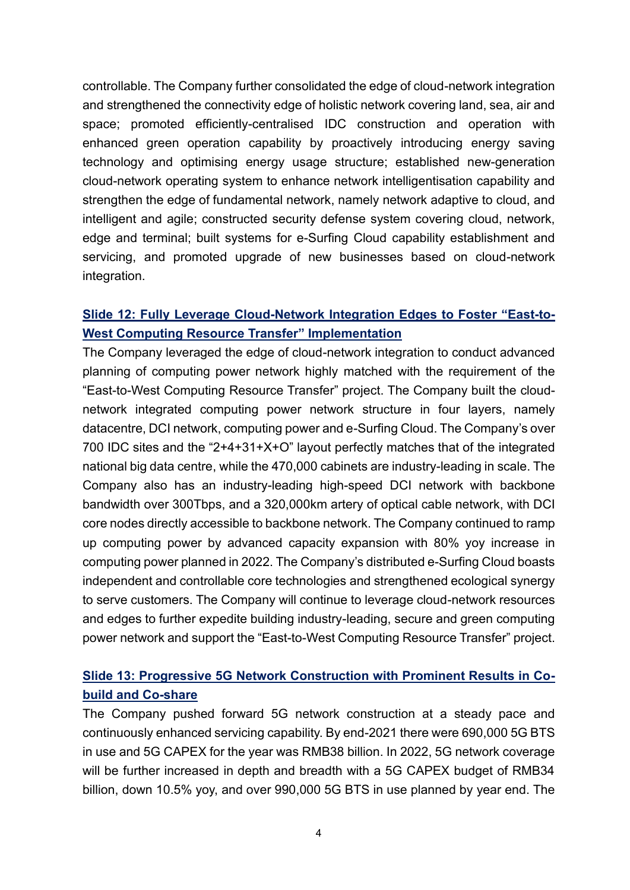controllable. The Company further consolidated the edge of cloud-network integration and strengthened the connectivity edge of holistic network covering land, sea, air and space; promoted efficiently-centralised IDC construction and operation with enhanced green operation capability by proactively introducing energy saving technology and optimising energy usage structure; established new-generation cloud-network operating system to enhance network intelligentisation capability and strengthen the edge of fundamental network, namely network adaptive to cloud, and intelligent and agile; constructed security defense system covering cloud, network, edge and terminal; built systems for e-Surfing Cloud capability establishment and servicing, and promoted upgrade of new businesses based on cloud-network integration.

## Slide 12: Fully Leverage Cloud-Network Integration Edges to Foster “East-to-West Computing Resource Transfer” Implementation

The Company leveraged the edge of cloud-network integration to conduct advanced planning of computing power network highly matched with the requirement of the “East-to-West Computing Resource Transfer” project. The Company built the cloud-network integrated computing power network structure in four layers, namely datacentre, DCI network, computing power and e-Surfing Cloud. The Company’s over 700 IDC sites and the “2+4+31+X+O” layout perfectly matches that of the integrated national big data centre, while the 470,000 cabinets are industry-leading in scale. The Company also has an industry-leading high-speed DCI network with backbone bandwidth over 300Tbps, and a 320,000km artery of optical cable network, with DCI core nodes directly accessible to backbone network. The Company continued to ramp up computing power by advanced capacity expansion with 80% yoy increase in computing power planned in 2022. The Company’s distributed e-Surfing Cloud boasts independent and controllable core technologies and strengthened ecological synergy to serve customers. The Company will continue to leverage cloud-network resources and edges to further expedite building industry-leading, secure and green computing power network and support the “East-to-West Computing Resource Transfer” project.

## Slide 13: Progressive 5G Network Construction with Prominent Results in Co-build and Co-share

The Company pushed forward 5G network construction at a steady pace and continuously enhanced servicing capability. By end-2021 there were 690,000 5G BTS in use and 5G CAPEX for the year was RMB38 billion. In 2022, 5G network coverage will be further increased in depth and breadth with a 5G CAPEX budget of RMB34 billion, down 10.5% yoy, and over 990,000 5G BTS in use planned by year end. The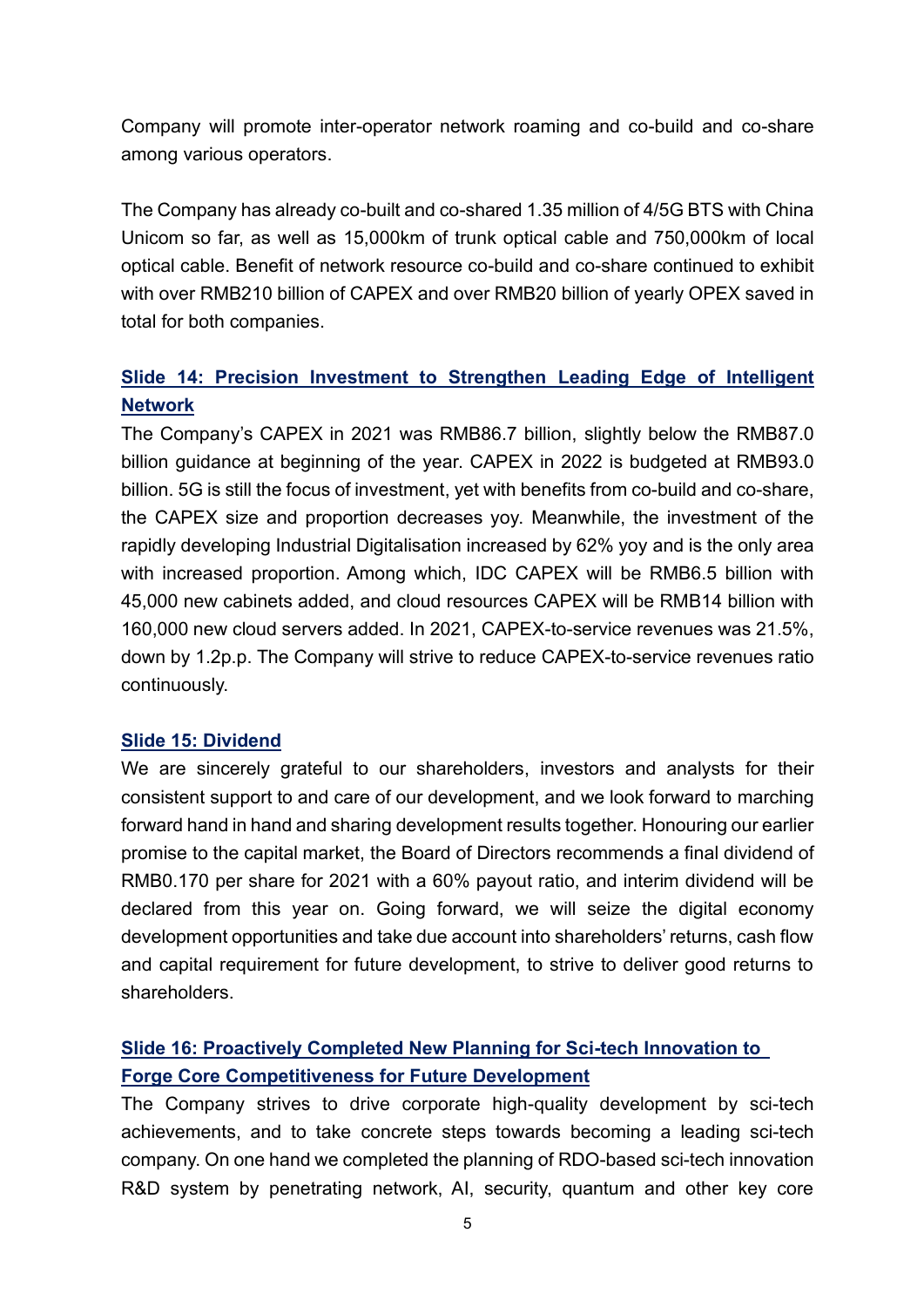Company will promote inter-operator network roaming and co-build and co-share among various operators.

The Company has already co-built and co-shared 1.35 million of 4/5G BTS with China Unicom so far, as well as 15,000km of trunk optical cable and 750,000km of local optical cable. Benefit of network resource co-build and co-share continued to exhibit with over RMB210 billion of CAPEX and over RMB20 billion of yearly OPEX saved in total for both companies.

## Slide 14: Precision Investment to Strengthen Leading Edge of Intelligent Network

The Company's CAPEX in 2021 was RMB86.7 billion, slightly below the RMB87.0 billion guidance at beginning of the year. CAPEX in 2022 is budgeted at RMB93.0 billion. 5G is still the focus of investment, yet with benefits from co-build and co-share, the CAPEX size and proportion decreases yoy. Meanwhile, the investment of the rapidly developing Industrial Digitalisation increased by 62% yoy and is the only area with increased proportion. Among which, IDC CAPEX will be RMB6.5 billion with 45,000 new cabinets added, and cloud resources CAPEX will be RMB14 billion with 160,000 new cloud servers added. In 2021, CAPEX-to-service revenues was 21.5%, down by 1.2p.p. The Company will strive to reduce CAPEX-to-service revenues ratio continuously.

## Slide 15: Dividend

We are sincerely grateful to our shareholders, investors and analysts for their consistent support to and care of our development, and we look forward to marching forward hand in hand and sharing development results together. Honouring our earlier promise to the capital market, the Board of Directors recommends a final dividend of RMB0.170 per share for 2021 with a 60% payout ratio, and interim dividend will be declared from this year on. Going forward, we will seize the digital economy development opportunities and take due account into shareholders' returns, cash flow and capital requirement for future development, to strive to deliver good returns to shareholders.

## Slide 16: Proactively Completed New Planning for Sci-tech Innovation to Forge Core Competitiveness for Future Development

The Company strives to drive corporate high-quality development by sci-tech achievements, and to take concrete steps towards becoming a leading sci-tech company. On one hand we completed the planning of RDO-based sci-tech innovation R&D system by penetrating network, AI, security, quantum and other key core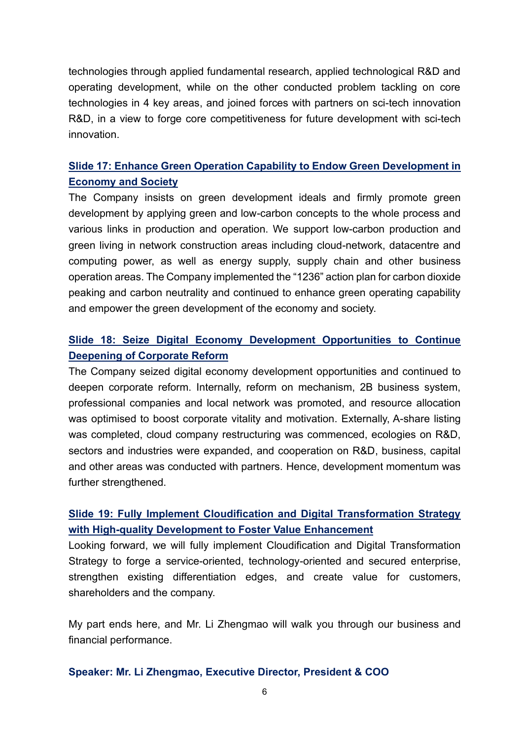technologies through applied fundamental research, applied technological R&D and operating development, while on the other conducted problem tackling on core technologies in 4 key areas, and joined forces with partners on sci-tech innovation R&D, in a view to forge core competitiveness for future development with sci-tech innovation.

### Slide 17: Enhance Green Operation Capability to Endow Green Development in Economy and Society

The Company insists on green development ideals and firmly promote green development by applying green and low-carbon concepts to the whole process and various links in production and operation. We support low-carbon production and green living in network construction areas including cloud-network, datacentre and computing power, as well as energy supply, supply chain and other business operation areas. The Company implemented the "1236" action plan for carbon dioxide peaking and carbon neutrality and continued to enhance green operating capability and empower the green development of the economy and society.

### Slide 18: Seize Digital Economy Development Opportunities to Continue Deepening of Corporate Reform

The Company seized digital economy development opportunities and continued to deepen corporate reform. Internally, reform on mechanism, 2B business system, professional companies and local network was promoted, and resource allocation was optimised to boost corporate vitality and motivation. Externally, A-share listing was completed, cloud company restructuring was commenced, ecologies on R&D, sectors and industries were expanded, and cooperation on R&D, business, capital and other areas was conducted with partners. Hence, development momentum was further strengthened.

### Slide 19: Fully Implement Cloudification and Digital Transformation Strategy with High-quality Development to Foster Value Enhancement

Looking forward, we will fully implement Cloudification and Digital Transformation Strategy to forge a service-oriented, technology-oriented and secured enterprise, strengthen existing differentiation edges, and create value for customers, shareholders and the company.

My part ends here, and Mr. Li Zhengmao will walk you through our business and financial performance.

**Speaker: Mr. Li Zhengmao, Executive Director, President & COO**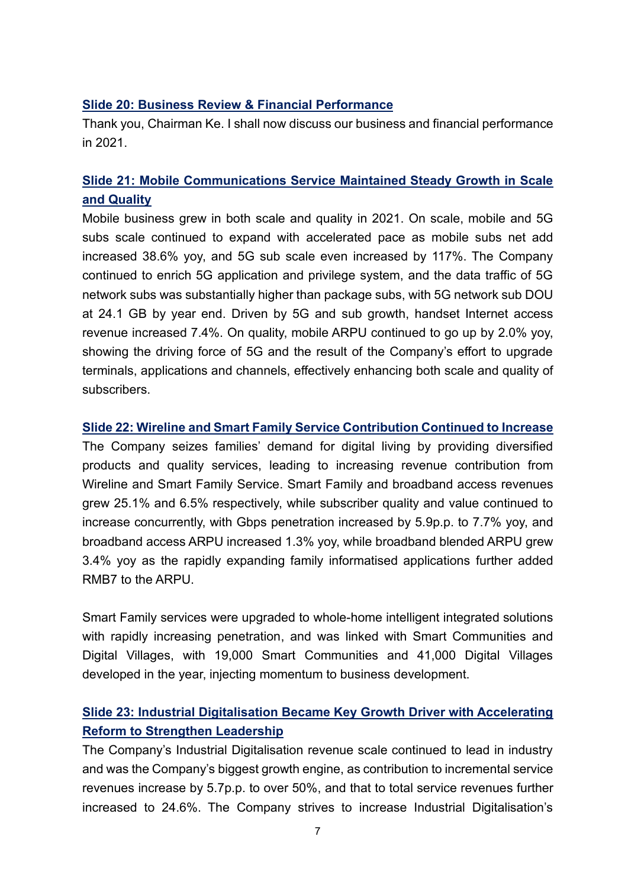### Slide 20: Business Review & Financial Performance

Thank you, Chairman Ke. I shall now discuss our business and financial performance in 2021.

### Slide 21: Mobile Communications Service Maintained Steady Growth in Scale and Quality

Mobile business grew in both scale and quality in 2021. On scale, mobile and 5G subs scale continued to expand with accelerated pace as mobile subs net add increased 38.6% yoy, and 5G sub scale even increased by 117%. The Company continued to enrich 5G application and privilege system, and the data traffic of 5G network subs was substantially higher than package subs, with 5G network sub DOU at 24.1 GB by year end. Driven by 5G and sub growth, handset Internet access revenue increased 7.4%. On quality, mobile ARPU continued to go up by 2.0% yoy, showing the driving force of 5G and the result of the Company's effort to upgrade terminals, applications and channels, effectively enhancing both scale and quality of subscribers.

### Slide 22: Wireline and Smart Family Service Contribution Continued to Increase

The Company seizes families' demand for digital living by providing diversified products and quality services, leading to increasing revenue contribution from Wireline and Smart Family Service. Smart Family and broadband access revenues grew 25.1% and 6.5% respectively, while subscriber quality and value continued to increase concurrently, with Gbps penetration increased by 5.9p.p. to 7.7% yoy, and broadband access ARPU increased 1.3% yoy, while broadband blended ARPU grew 3.4% yoy as the rapidly expanding family informatised applications further added RMB7 to the ARPU.

Smart Family services were upgraded to whole-home intelligent integrated solutions with rapidly increasing penetration, and was linked with Smart Communities and Digital Villages, with 19,000 Smart Communities and 41,000 Digital Villages developed in the year, injecting momentum to business development.

### Slide 23: Industrial Digitalisation Became Key Growth Driver with Accelerating Reform to Strengthen Leadership

The Company's Industrial Digitalisation revenue scale continued to lead in industry and was the Company's biggest growth engine, as contribution to incremental service revenues increase by 5.7p.p. to over 50%, and that to total service revenues further increased to 24.6%. The Company strives to increase Industrial Digitalisation's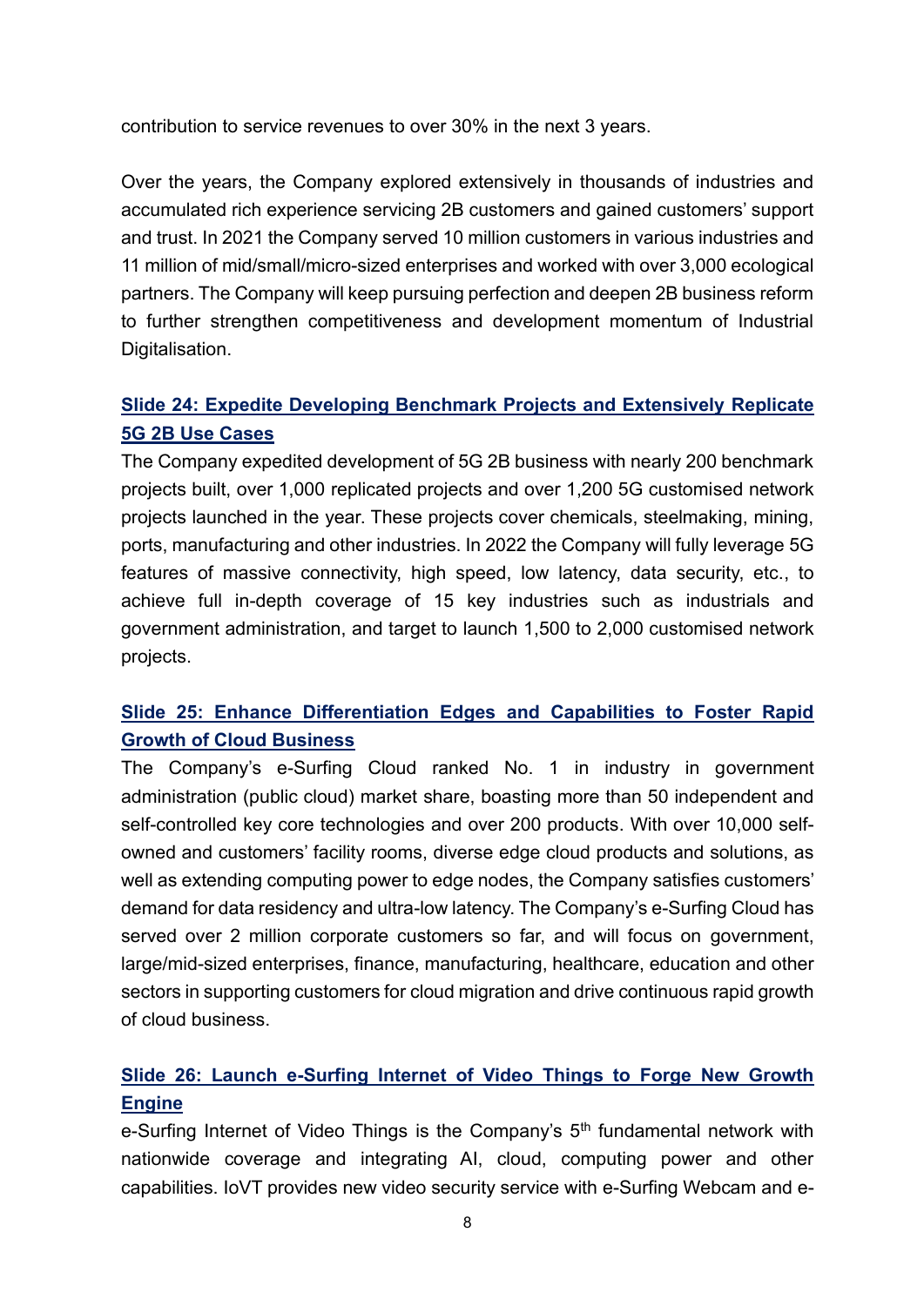contribution to service revenues to over 30% in the next 3 years.

Over the years, the Company explored extensively in thousands of industries and accumulated rich experience servicing 2B customers and gained customers' support and trust. In 2021 the Company served 10 million customers in various industries and 11 million of mid/small/micro-sized enterprises and worked with over 3,000 ecological partners. The Company will keep pursuing perfection and deepen 2B business reform to further strengthen competitiveness and development momentum of Industrial Digitalisation.

## Slide 24: Expedite Developing Benchmark Projects and Extensively Replicate 5G 2B Use Cases

The Company expedited development of 5G 2B business with nearly 200 benchmark projects built, over 1,000 replicated projects and over 1,200 5G customised network projects launched in the year. These projects cover chemicals, steelmaking, mining, ports, manufacturing and other industries. In 2022 the Company will fully leverage 5G features of massive connectivity, high speed, low latency, data security, etc., to achieve full in-depth coverage of 15 key industries such as industrials and government administration, and target to launch 1,500 to 2,000 customised network projects.

## Slide 25: Enhance Differentiation Edges and Capabilities to Foster Rapid Growth of Cloud Business

The Company's e-Surfing Cloud ranked No. 1 in industry in government administration (public cloud) market share, boasting more than 50 independent and self-controlled key core technologies and over 200 products. With over 10,000 self-owned and customers' facility rooms, diverse edge cloud products and solutions, as well as extending computing power to edge nodes, the Company satisfies customers' demand for data residency and ultra-low latency. The Company's e-Surfing Cloud has served over 2 million corporate customers so far, and will focus on government, large/mid-sized enterprises, finance, manufacturing, healthcare, education and other sectors in supporting customers for cloud migration and drive continuous rapid growth of cloud business.

## Slide 26: Launch e-Surfing Internet of Video Things to Forge New Growth Engine

e-Surfing Internet of Video Things is the Company's 5th fundamental network with nationwide coverage and integrating AI, cloud, computing power and other capabilities. IoVT provides new video security service with e-Surfing Webcam and e-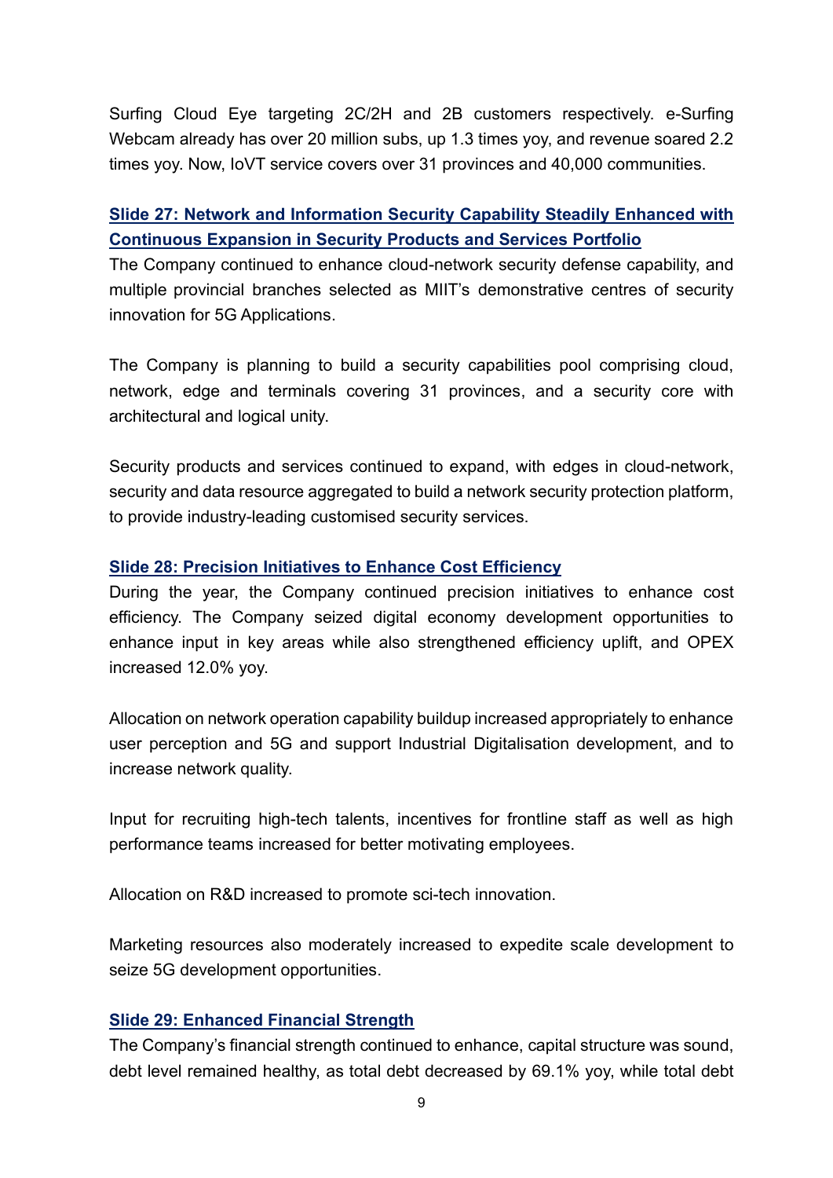Surfing Cloud Eye targeting 2C/2H and 2B customers respectively. e-Surfing Webcam already has over 20 million subs, up 1.3 times yoy, and revenue soared 2.2 times yoy. Now, IoVT service covers over 31 provinces and 40,000 communities.

### Slide 27: Network and Information Security Capability Steadily Enhanced with Continuous Expansion in Security Products and Services Portfolio

The Company continued to enhance cloud-network security defense capability, and multiple provincial branches selected as MIIT's demonstrative centres of security innovation for 5G Applications.

The Company is planning to build a security capabilities pool comprising cloud, network, edge and terminals covering 31 provinces, and a security core with architectural and logical unity.

Security products and services continued to expand, with edges in cloud-network, security and data resource aggregated to build a network security protection platform, to provide industry-leading customised security services.

### Slide 28: Precision Initiatives to Enhance Cost Efficiency

During the year, the Company continued precision initiatives to enhance cost efficiency. The Company seized digital economy development opportunities to enhance input in key areas while also strengthened efficiency uplift, and OPEX increased 12.0% yoy.

Allocation on network operation capability buildup increased appropriately to enhance user perception and 5G and support Industrial Digitalisation development, and to increase network quality.

Input for recruiting high-tech talents, incentives for frontline staff as well as high performance teams increased for better motivating employees.

Allocation on R&D increased to promote sci-tech innovation.

Marketing resources also moderately increased to expedite scale development to seize 5G development opportunities.

### Slide 29: Enhanced Financial Strength

The Company's financial strength continued to enhance, capital structure was sound, debt level remained healthy, as total debt decreased by 69.1% yoy, while total debt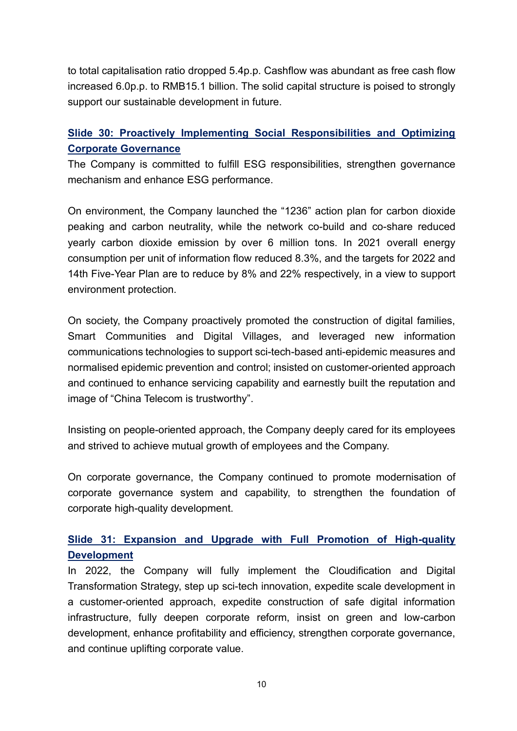to total capitalisation ratio dropped 5.4p.p. Cashflow was abundant as free cash flow increased 6.0p.p. to RMB15.1 billion. The solid capital structure is poised to strongly support our sustainable development in future.

### Slide 30: Proactively Implementing Social Responsibilities and Optimizing Corporate Governance

The Company is committed to fulfill ESG responsibilities, strengthen governance mechanism and enhance ESG performance.

On environment, the Company launched the "1236" action plan for carbon dioxide peaking and carbon neutrality, while the network co-build and co-share reduced yearly carbon dioxide emission by over 6 million tons. In 2021 overall energy consumption per unit of information flow reduced 8.3%, and the targets for 2022 and 14th Five-Year Plan are to reduce by 8% and 22% respectively, in a view to support environment protection.

On society, the Company proactively promoted the construction of digital families, Smart Communities and Digital Villages, and leveraged new information communications technologies to support sci-tech-based anti-epidemic measures and normalised epidemic prevention and control; insisted on customer-oriented approach and continued to enhance servicing capability and earnestly built the reputation and image of "China Telecom is trustworthy".

Insisting on people-oriented approach, the Company deeply cared for its employees and strived to achieve mutual growth of employees and the Company.

On corporate governance, the Company continued to promote modernisation of corporate governance system and capability, to strengthen the foundation of corporate high-quality development.

### Slide 31: Expansion and Upgrade with Full Promotion of High-quality Development

In 2022, the Company will fully implement the Cloudification and Digital Transformation Strategy, step up sci-tech innovation, expedite scale development in a customer-oriented approach, expedite construction of safe digital information infrastructure, fully deepen corporate reform, insist on green and low-carbon development, enhance profitability and efficiency, strengthen corporate governance, and continue uplifting corporate value.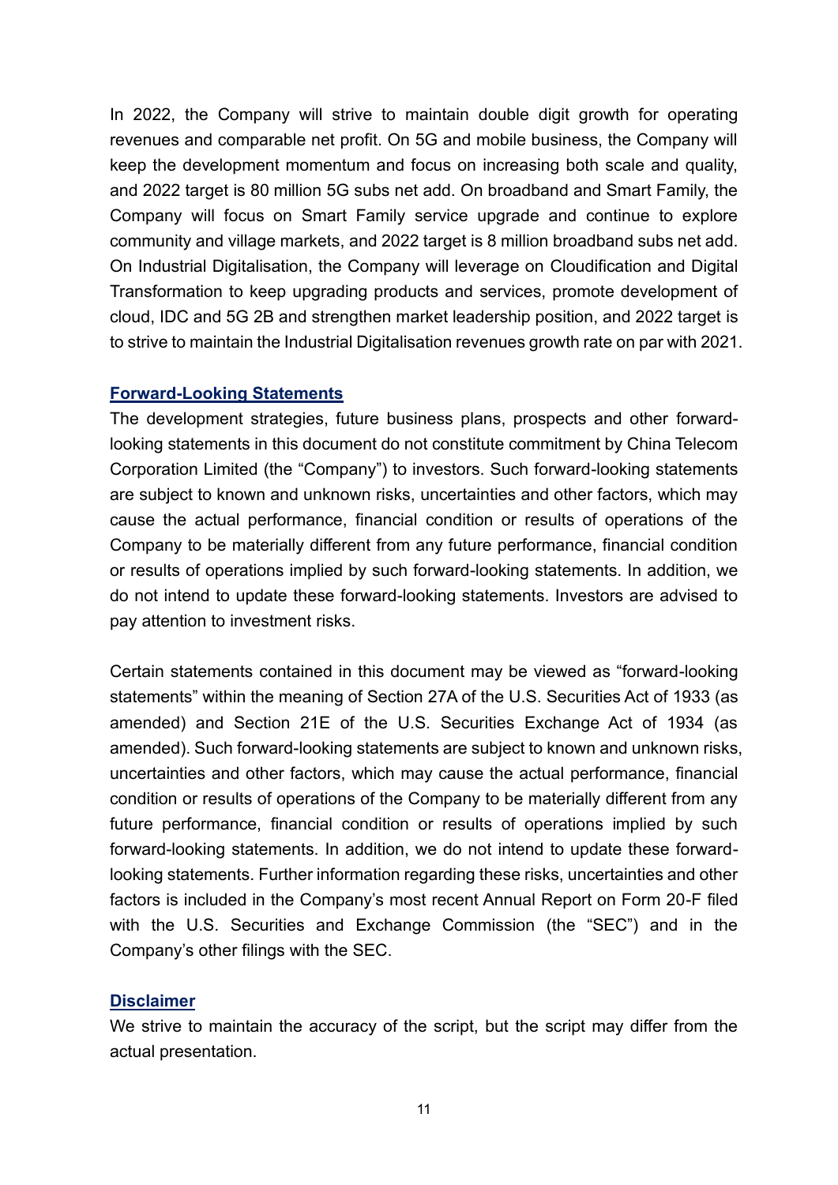In 2022, the Company will strive to maintain double digit growth for operating revenues and comparable net profit. On 5G and mobile business, the Company will keep the development momentum and focus on increasing both scale and quality, and 2022 target is 80 million 5G subs net add. On broadband and Smart Family, the Company will focus on Smart Family service upgrade and continue to explore community and village markets, and 2022 target is 8 million broadband subs net add. On Industrial Digitalisation, the Company will leverage on Cloudification and Digital Transformation to keep upgrading products and services, promote development of cloud, IDC and 5G 2B and strengthen market leadership position, and 2022 target is to strive to maintain the Industrial Digitalisation revenues growth rate on par with 2021.

## Forward-Looking Statements

The development strategies, future business plans, prospects and other forward-looking statements in this document do not constitute commitment by China Telecom Corporation Limited (the "Company") to investors. Such forward-looking statements are subject to known and unknown risks, uncertainties and other factors, which may cause the actual performance, financial condition or results of operations of the Company to be materially different from any future performance, financial condition or results of operations implied by such forward-looking statements. In addition, we do not intend to update these forward-looking statements. Investors are advised to pay attention to investment risks.

Certain statements contained in this document may be viewed as "forward-looking statements" within the meaning of Section 27A of the U.S. Securities Act of 1933 (as amended) and Section 21E of the U.S. Securities Exchange Act of 1934 (as amended). Such forward-looking statements are subject to known and unknown risks, uncertainties and other factors, which may cause the actual performance, financial condition or results of operations of the Company to be materially different from any future performance, financial condition or results of operations implied by such forward-looking statements. In addition, we do not intend to update these forward-looking statements. Further information regarding these risks, uncertainties and other factors is included in the Company's most recent Annual Report on Form 20-F filed with the U.S. Securities and Exchange Commission (the "SEC") and in the Company's other filings with the SEC.

## Disclaimer

We strive to maintain the accuracy of the script, but the script may differ from the actual presentation.